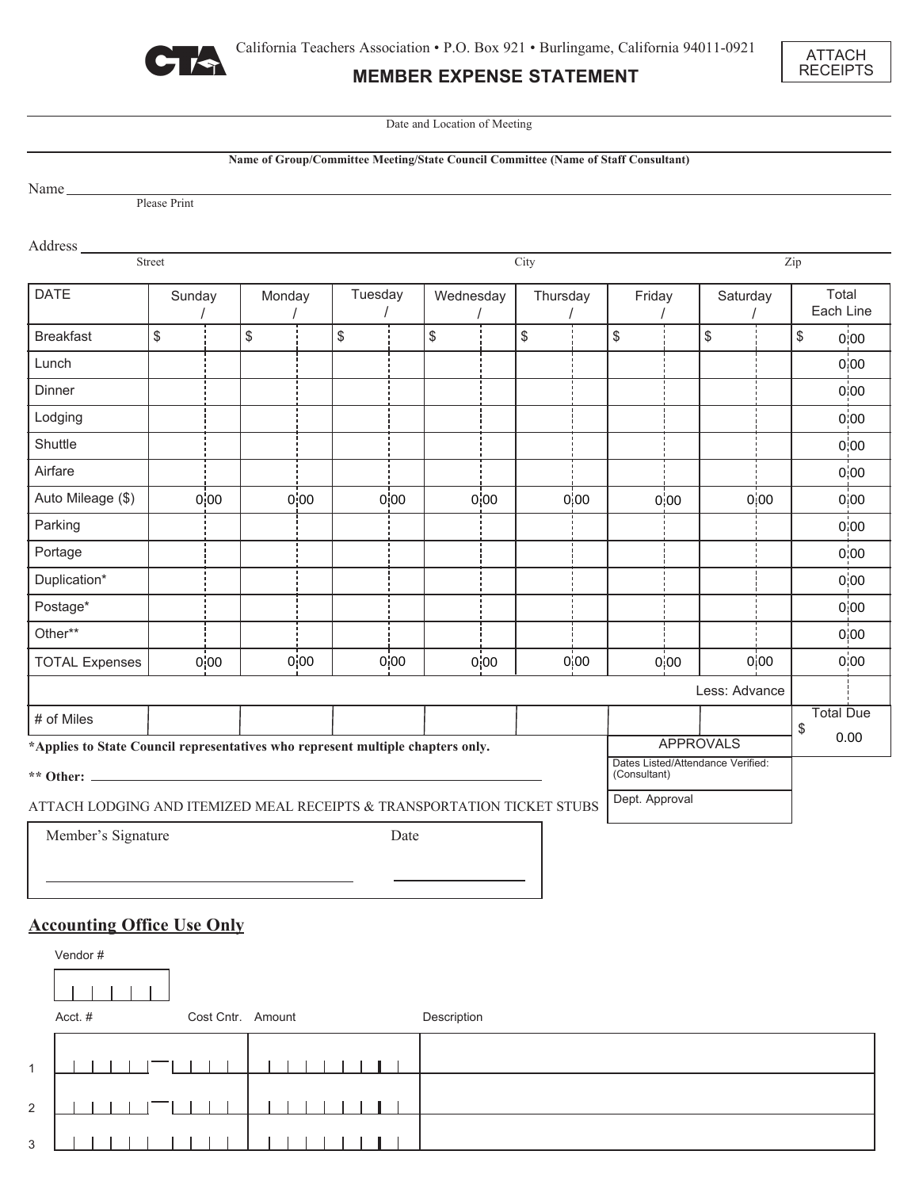California Teachers Association • P.O. Box 921 • Burlingame, California 94011-0921

# MEMBER EXPENSE STATEMENT

ATTACH RECEIPTS

Date and Location of Meeting

**Name of Group/Committee Meeting/State Council Committee (Name of Staff Consultant)**

Name ________________________________
Please Print

Address ________________________________
Street City Zip

| DATE | Sunday / | Monday / | Tuesday / | Wednesday / | Thursday / | Friday / | Saturday / | Total Each Line |
|---|---|---|---|---|---|---|---|---|
| Breakfast | $ | $ | $ | $ | $ | $ | $ | $ 0.00 |
| Lunch | | | | | | | | 0.00 |
| Dinner | | | | | | | | 0.00 |
| Lodging | | | | | | | | 0.00 |
| Shuttle | | | | | | | | 0.00 |
| Airfare | | | | | | | | 0.00 |
| Auto Mileage ($) | 0.00 | 0.00 | 0.00 | 0.00 | 0.00 | 0.00 | 0.00 | 0.00 |
| Parking | | | | | | | | 0.00 |
| Portage | | | | | | | | 0.00 |
| Duplication* | | | | | | | | 0.00 |
| Postage* | | | | | | | | 0.00 |
| Other** | | | | | | | | 0.00 |
| TOTAL Expenses | 0.00 | 0.00 | 0.00 | 0.00 | 0.00 | 0.00 | 0.00 | 0.00 |
| | | | | | | | Less: Advance | |
| # of Miles | | | | | | | | Total Due $ 0.00 |

**\*Applies to State Council representatives who represent multiple chapters only.**

**\*\* Other:** ________________________________

ATTACH LODGING AND ITEMIZED MEAL RECEIPTS & TRANSPORTATION TICKET STUBS

| APPROVALS |
|---|
| Dates Listed/Attendance Verified: (Consultant) |
| Dept. Approval |

Member's Signature ____________________ Date ____________

## Accounting Office Use Only

Vendor #

| | Acct. # | Cost Cntr. | Amount | Description |
|---|---|---|---|---|
| 1 | | | | |
| 2 | | | | |
| 3 | | | | |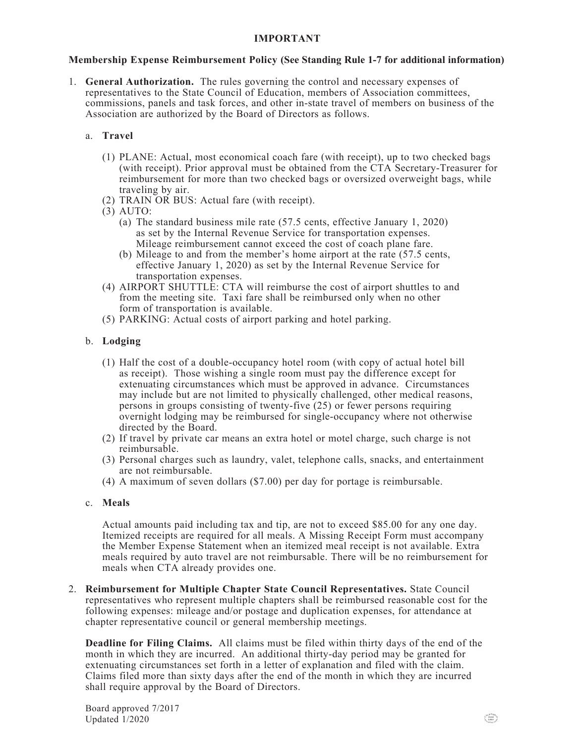**IMPORTANT**

**Membership Expense Reimbursement Policy (See Standing Rule 1-7 for additional information)**

1. **General Authorization.** The rules governing the control and necessary expenses of representatives to the State Council of Education, members of Association committees, commissions, panels and task forces, and other in-state travel of members on business of the Association are authorized by the Board of Directors as follows.

   a. **Travel**

   (1) PLANE: Actual, most economical coach fare (with receipt), up to two checked bags (with receipt). Prior approval must be obtained from the CTA Secretary-Treasurer for reimbursement for more than two checked bags or oversized overweight bags, while traveling by air.
   (2) TRAIN OR BUS: Actual fare (with receipt).
   (3) AUTO:
      (a) The standard business mile rate (57.5 cents, effective January 1, 2020) as set by the Internal Revenue Service for transportation expenses. Mileage reimbursement cannot exceed the cost of coach plane fare.
      (b) Mileage to and from the member's home airport at the rate (57.5 cents, effective January 1, 2020) as set by the Internal Revenue Service for transportation expenses.
   (4) AIRPORT SHUTTLE: CTA will reimburse the cost of airport shuttles to and from the meeting site. Taxi fare shall be reimbursed only when no other form of transportation is available.
   (5) PARKING: Actual costs of airport parking and hotel parking.

   b. **Lodging**

   (1) Half the cost of a double-occupancy hotel room (with copy of actual hotel bill as receipt). Those wishing a single room must pay the difference except for extenuating circumstances which must be approved in advance. Circumstances may include but are not limited to physically challenged, other medical reasons, persons in groups consisting of twenty-five (25) or fewer persons requiring overnight lodging may be reimbursed for single-occupancy where not otherwise directed by the Board.
   (2) If travel by private car means an extra hotel or motel charge, such charge is not reimbursable.
   (3) Personal charges such as laundry, valet, telephone calls, snacks, and entertainment are not reimbursable.
   (4) A maximum of seven dollars ($7.00) per day for portage is reimbursable.

   c. **Meals**

   Actual amounts paid including tax and tip, are not to exceed $85.00 for any one day. Itemized receipts are required for all meals. A Missing Receipt Form must accompany the Member Expense Statement when an itemized meal receipt is not available. Extra meals required by auto travel are not reimbursable. There will be no reimbursement for meals when CTA already provides one.

2. **Reimbursement for Multiple Chapter State Council Representatives.** State Council representatives who represent multiple chapters shall be reimbursed reasonable cost for the following expenses: mileage and/or postage and duplication expenses, for attendance at chapter representative council or general membership meetings.

   **Deadline for Filing Claims.** All claims must be filed within thirty days of the end of the month in which they are incurred. An additional thirty-day period may be granted for extenuating circumstances set forth in a letter of explanation and filed with the claim. Claims filed more than sixty days after the end of the month in which they are incurred shall require approval by the Board of Directors.

Board approved 7/2017
Updated 1/2020